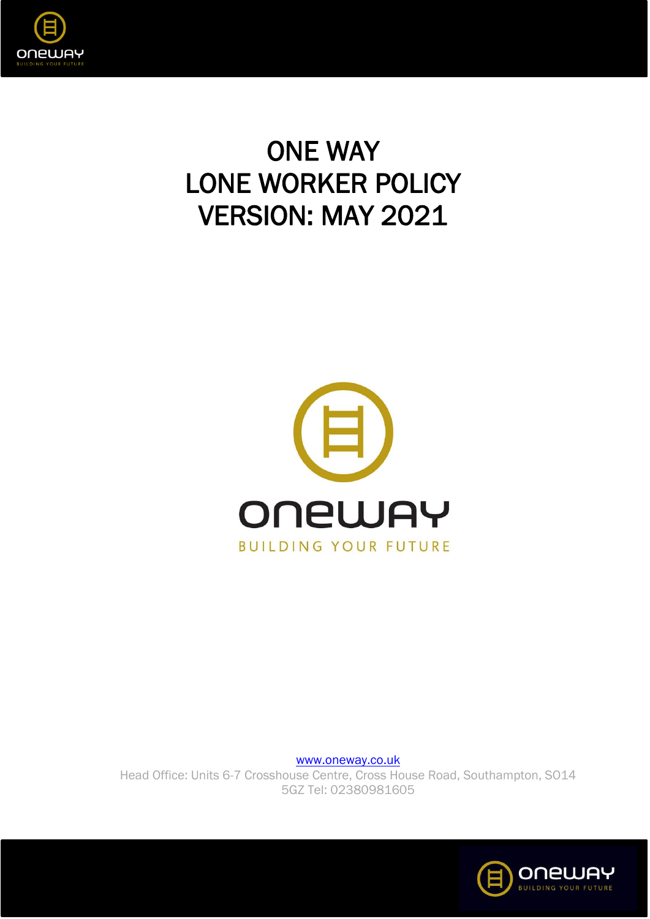# ONE WAY
# LONE WORKER POLICY
# VERSION: MAY 2021

oneway

BUILDING YOUR FUTURE

www.oneway.co.uk

Head Office: Units 6-7 Crosshouse Centre, Cross House Road, Southampton, SO14 5GZ Tel: 02380981605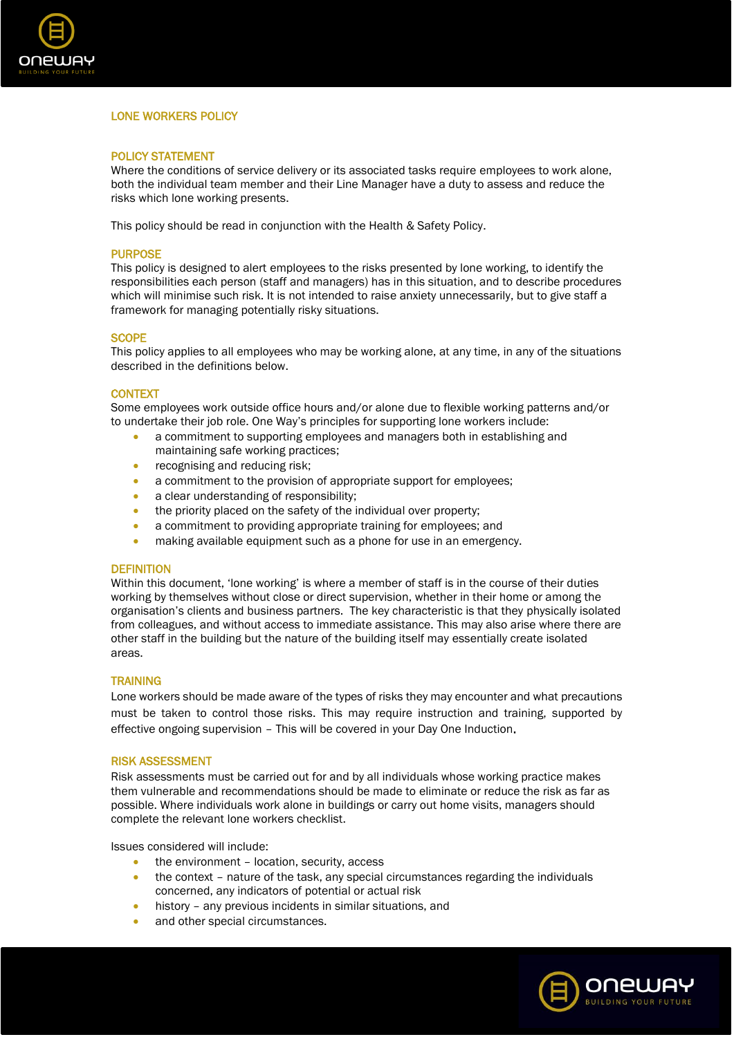# LONE WORKERS POLICY

## POLICY STATEMENT

Where the conditions of service delivery or its associated tasks require employees to work alone, both the individual team member and their Line Manager have a duty to assess and reduce the risks which lone working presents.

This policy should be read in conjunction with the Health & Safety Policy.

## PURPOSE

This policy is designed to alert employees to the risks presented by lone working, to identify the responsibilities each person (staff and managers) has in this situation, and to describe procedures which will minimise such risk. It is not intended to raise anxiety unnecessarily, but to give staff a framework for managing potentially risky situations.

## SCOPE

This policy applies to all employees who may be working alone, at any time, in any of the situations described in the definitions below.

## CONTEXT

Some employees work outside office hours and/or alone due to flexible working patterns and/or to undertake their job role. One Way's principles for supporting lone workers include:

- a commitment to supporting employees and managers both in establishing and maintaining safe working practices;
- recognising and reducing risk;
- a commitment to the provision of appropriate support for employees;
- a clear understanding of responsibility;
- the priority placed on the safety of the individual over property;
- a commitment to providing appropriate training for employees; and
- making available equipment such as a phone for use in an emergency.

## DEFINITION

Within this document, 'lone working' is where a member of staff is in the course of their duties working by themselves without close or direct supervision, whether in their home or among the organisation's clients and business partners. The key characteristic is that they physically isolated from colleagues, and without access to immediate assistance. This may also arise where there are other staff in the building but the nature of the building itself may essentially create isolated areas.

## TRAINING

Lone workers should be made aware of the types of risks they may encounter and what precautions must be taken to control those risks. This may require instruction and training, supported by effective ongoing supervision – This will be covered in your Day One Induction.

## RISK ASSESSMENT

Risk assessments must be carried out for and by all individuals whose working practice makes them vulnerable and recommendations should be made to eliminate or reduce the risk as far as possible. Where individuals work alone in buildings or carry out home visits, managers should complete the relevant lone workers checklist.

Issues considered will include:

- the environment – location, security, access
- the context – nature of the task, any special circumstances regarding the individuals concerned, any indicators of potential or actual risk
- history – any previous incidents in similar situations, and
- and other special circumstances.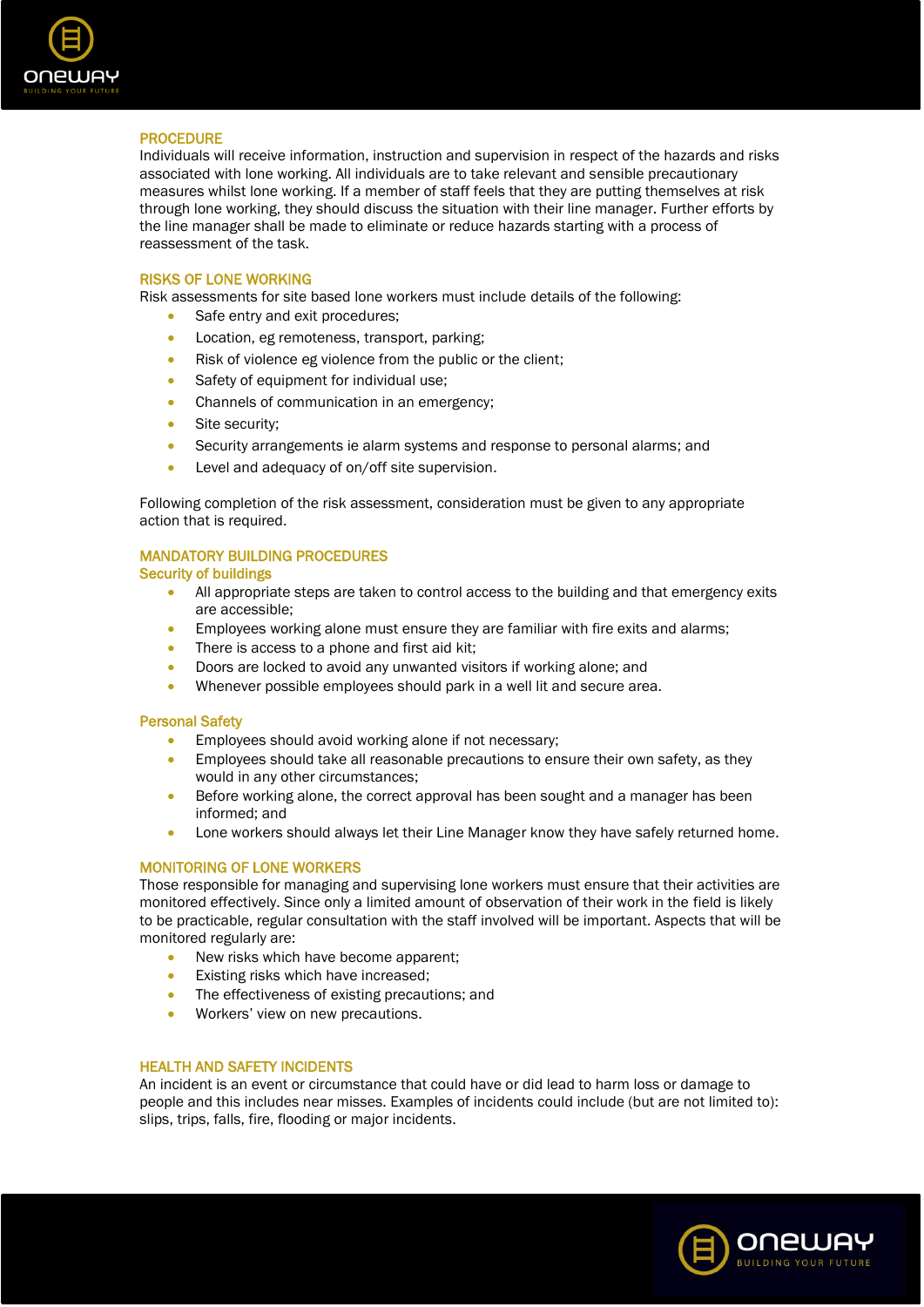## PROCEDURE

Individuals will receive information, instruction and supervision in respect of the hazards and risks associated with lone working. All individuals are to take relevant and sensible precautionary measures whilst lone working. If a member of staff feels that they are putting themselves at risk through lone working, they should discuss the situation with their line manager. Further efforts by the line manager shall be made to eliminate or reduce hazards starting with a process of reassessment of the task.

## RISKS OF LONE WORKING

Risk assessments for site based lone workers must include details of the following:

- Safe entry and exit procedures;
- Location, eg remoteness, transport, parking;
- Risk of violence eg violence from the public or the client;
- Safety of equipment for individual use;
- Channels of communication in an emergency;
- Site security;
- Security arrangements ie alarm systems and response to personal alarms; and
- Level and adequacy of on/off site supervision.

Following completion of the risk assessment, consideration must be given to any appropriate action that is required.

## MANDATORY BUILDING PROCEDURES

### Security of buildings

- All appropriate steps are taken to control access to the building and that emergency exits are accessible;
- Employees working alone must ensure they are familiar with fire exits and alarms;
- There is access to a phone and first aid kit;
- Doors are locked to avoid any unwanted visitors if working alone; and
- Whenever possible employees should park in a well lit and secure area.

### Personal Safety

- Employees should avoid working alone if not necessary;
- Employees should take all reasonable precautions to ensure their own safety, as they would in any other circumstances;
- Before working alone, the correct approval has been sought and a manager has been informed; and
- Lone workers should always let their Line Manager know they have safely returned home.

## MONITORING OF LONE WORKERS

Those responsible for managing and supervising lone workers must ensure that their activities are monitored effectively. Since only a limited amount of observation of their work in the field is likely to be practicable, regular consultation with the staff involved will be important. Aspects that will be monitored regularly are:

- New risks which have become apparent;
- Existing risks which have increased;
- The effectiveness of existing precautions; and
- Workers' view on new precautions.

## HEALTH AND SAFETY INCIDENTS

An incident is an event or circumstance that could have or did lead to harm loss or damage to people and this includes near misses. Examples of incidents could include (but are not limited to): slips, trips, falls, fire, flooding or major incidents.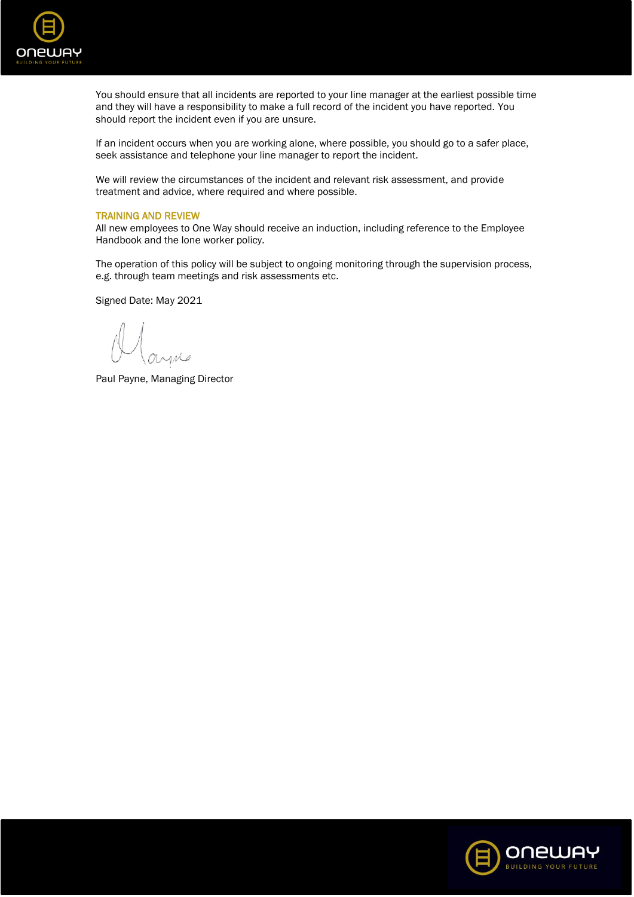You should ensure that all incidents are reported to your line manager at the earliest possible time and they will have a responsibility to make a full record of the incident you have reported. You should report the incident even if you are unsure.

If an incident occurs when you are working alone, where possible, you should go to a safer place, seek assistance and telephone your line manager to report the incident.

We will review the circumstances of the incident and relevant risk assessment, and provide treatment and advice, where required and where possible.

## TRAINING AND REVIEW

All new employees to One Way should receive an induction, including reference to the Employee Handbook and the lone worker policy.

The operation of this policy will be subject to ongoing monitoring through the supervision process, e.g. through team meetings and risk assessments etc.

Signed Date: May 2021

Paul Payne, Managing Director